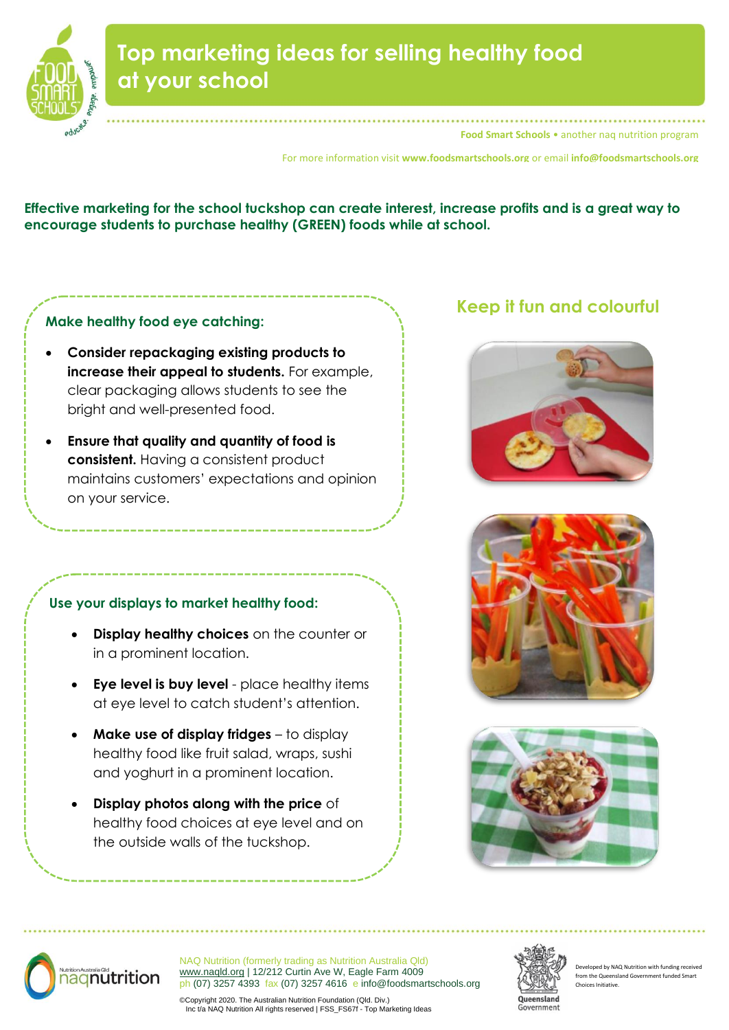# Top marketing ideas for selling healthy food at your school

**Food Smart Schools** • another naq nutrition program

For more information visit **www.foodsmartschools.org** or email **info@foodsmartschools.org**

**Effective marketing for the school tuckshop can create interest, increase profits and is a great way to encourage students to purchase healthy (GREEN) foods while at school.**

### Make healthy food eye catching:

- **Consider repackaging existing products to increase their appeal to students.** For example, clear packaging allows students to see the bright and well-presented food.
- **Ensure that quality and quantity of food is consistent.** Having a consistent product maintains customers' expectations and opinion on your service.

### Use your displays to market healthy food:

- **Display healthy choices** on the counter or in a prominent location.
- **Eye level is buy level** - place healthy items at eye level to catch student's attention.
- **Make use of display fridges** – to display healthy food like fruit salad, wraps, sushi and yoghurt in a prominent location.
- **Display photos along with the price** of healthy food choices at eye level and on the outside walls of the tuckshop.

## Keep it fun and colourful

NAQ Nutrition (formerly trading as Nutrition Australia Qld)
www.naqld.org | 12/212 Curtin Ave W, Eagle Farm 4009
ph (07) 3257 4393 fax (07) 3257 4616 e info@foodsmartschools.org

©Copyright 2020. The Australian Nutrition Foundation (Qld. Div.) Inc t/a NAQ Nutrition All rights reserved | FSS_FS67f - Top Marketing Ideas

Developed by NAQ Nutrition with funding received from the Queensland Government funded Smart Choices Initiative.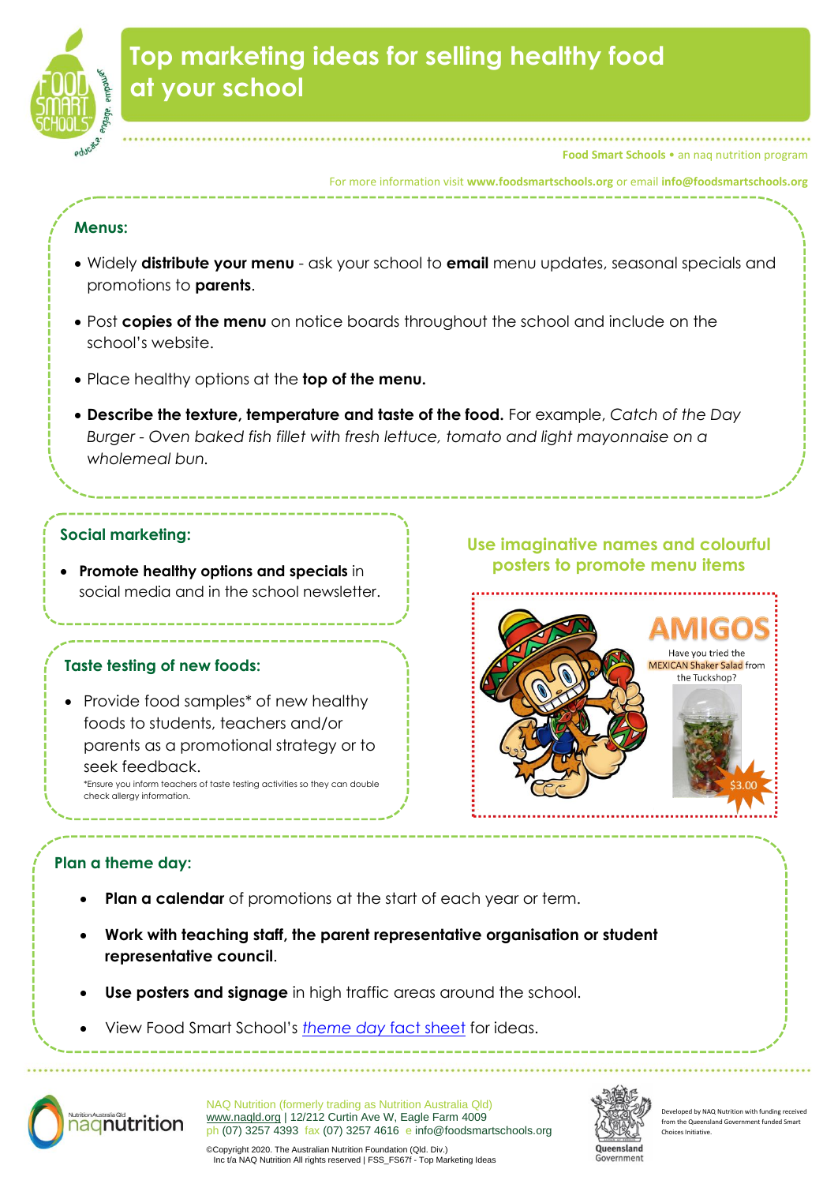# Top marketing ideas for selling healthy food at your school

Food Smart Schools • an naq nutrition program

For more information visit **www.foodsmartschools.org** or email **info@foodsmartschools.org**

## Menus:

- Widely **distribute your menu** - ask your school to **email** menu updates, seasonal specials and promotions to **parents**.
- Post **copies of the menu** on notice boards throughout the school and include on the school's website.
- Place healthy options at the **top of the menu.**
- **Describe the texture, temperature and taste of the food.** For example, *Catch of the Day Burger - Oven baked fish fillet with fresh lettuce, tomato and light mayonnaise on a wholemeal bun.*

## Social marketing:

- **Promote healthy options and specials** in social media and in the school newsletter.

## Taste testing of new foods:

- Provide food samples* of new healthy foods to students, teachers and/or parents as a promotional strategy or to seek feedback.

*Ensure you inform teachers of taste testing activities so they can double check allergy information.

## Use imaginative names and colourful posters to promote menu items

AMIGOS

Have you tried the MEXICAN Shaker Salad from the Tuckshop?

$3.00

## Plan a theme day:

- **Plan a calendar** of promotions at the start of each year or term.
- **Work with teaching staff, the parent representative organisation or student representative council**.
- **Use posters and signage** in high traffic areas around the school.
- View Food Smart School's *theme day* fact sheet for ideas.

NAQ Nutrition (formerly trading as Nutrition Australia Qld)
www.naqld.org | 12/212 Curtin Ave W, Eagle Farm 4009
ph (07) 3257 4393 fax (07) 3257 4616 e info@foodsmartschools.org

©Copyright 2020. The Australian Nutrition Foundation (Qld. Div.) Inc t/a NAQ Nutrition All rights reserved | FSS_FS67f - Top Marketing Ideas

Developed by NAQ Nutrition with funding received from the Queensland Government funded Smart Choices Initiative.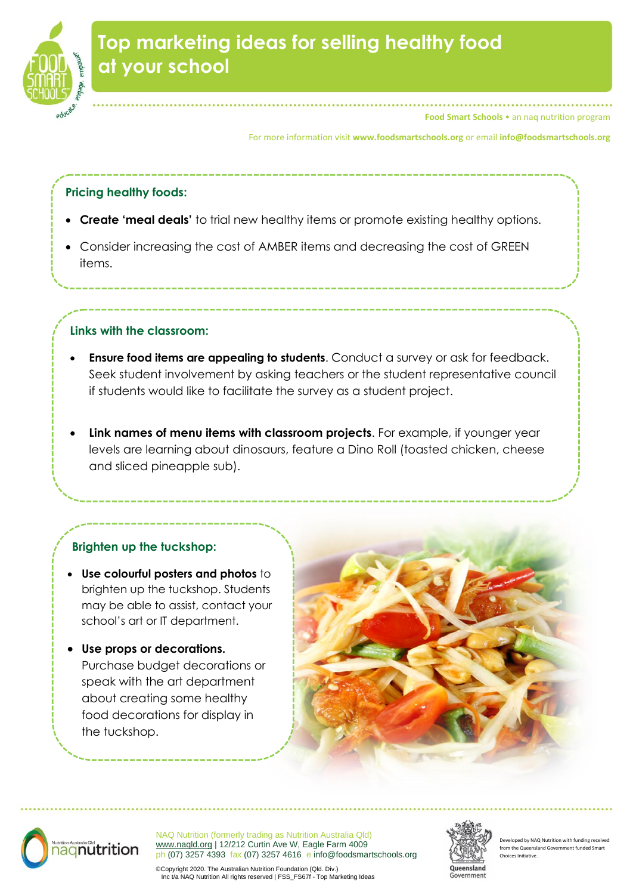# Top marketing ideas for selling healthy food at your school

**Food Smart Schools** • an naq nutrition program

For more information visit **www.foodsmartschools.org** or email **info@foodsmartschools.org**

## Pricing healthy foods:

- **Create 'meal deals'** to trial new healthy items or promote existing healthy options.
- Consider increasing the cost of AMBER items and decreasing the cost of GREEN items.

## Links with the classroom:

- **Ensure food items are appealing to students**. Conduct a survey or ask for feedback. Seek student involvement by asking teachers or the student representative council if students would like to facilitate the survey as a student project.
- **Link names of menu items with classroom projects**. For example, if younger year levels are learning about dinosaurs, feature a Dino Roll (toasted chicken, cheese and sliced pineapple sub).

## Brighten up the tuckshop:

- **Use colourful posters and photos** to brighten up the tuckshop. Students may be able to assist, contact your school's art or IT department.
- **Use props or decorations.** Purchase budget decorations or speak with the art department about creating some healthy food decorations for display in the tuckshop.

NAQ Nutrition (formerly trading as Nutrition Australia Qld)
www.naqld.org | 12/212 Curtin Ave W, Eagle Farm 4009
ph (07) 3257 4393 fax (07) 3257 4616 e info@foodsmartschools.org

©Copyright 2020. The Australian Nutrition Foundation (Qld. Div.) Inc t/a NAQ Nutrition All rights reserved | FSS_FS67f - Top Marketing Ideas

Developed by NAQ Nutrition with funding received from the Queensland Government funded Smart Choices Initiative.